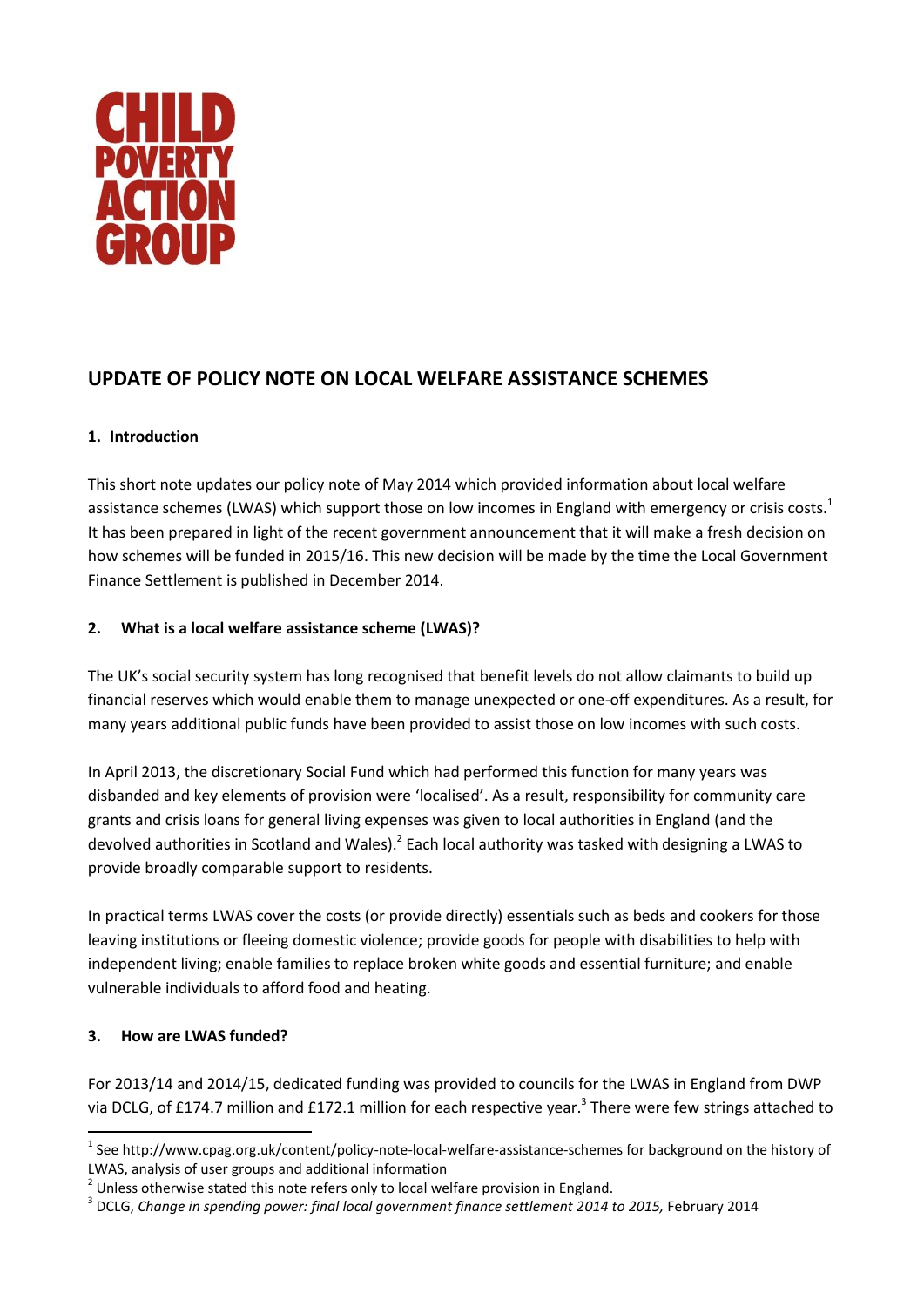CHILD POVERTY ACTION GROUP

# UPDATE OF POLICY NOTE ON LOCAL WELFARE ASSISTANCE SCHEMES

## 1. Introduction

This short note updates our policy note of May 2014 which provided information about local welfare assistance schemes (LWAS) which support those on low incomes in England with emergency or crisis costs.[1] It has been prepared in light of the recent government announcement that it will make a fresh decision on how schemes will be funded in 2015/16. This new decision will be made by the time the Local Government Finance Settlement is published in December 2014.

## 2. What is a local welfare assistance scheme (LWAS)?

The UK's social security system has long recognised that benefit levels do not allow claimants to build up financial reserves which would enable them to manage unexpected or one-off expenditures. As a result, for many years additional public funds have been provided to assist those on low incomes with such costs.

In April 2013, the discretionary Social Fund which had performed this function for many years was disbanded and key elements of provision were 'localised'. As a result, responsibility for community care grants and crisis loans for general living expenses was given to local authorities in England (and the devolved authorities in Scotland and Wales).[2] Each local authority was tasked with designing a LWAS to provide broadly comparable support to residents.

In practical terms LWAS cover the costs (or provide directly) essentials such as beds and cookers for those leaving institutions or fleeing domestic violence; provide goods for people with disabilities to help with independent living; enable families to replace broken white goods and essential furniture; and enable vulnerable individuals to afford food and heating.

## 3. How are LWAS funded?

For 2013/14 and 2014/15, dedicated funding was provided to councils for the LWAS in England from DWP via DCLG, of £174.7 million and £172.1 million for each respective year.[3] There were few strings attached to

---

[1] See http://www.cpag.org.uk/content/policy-note-local-welfare-assistance-schemes for background on the history of LWAS, analysis of user groups and additional information

[2] Unless otherwise stated this note refers only to local welfare provision in England.

[3] DCLG, *Change in spending power: final local government finance settlement 2014 to 2015,* February 2014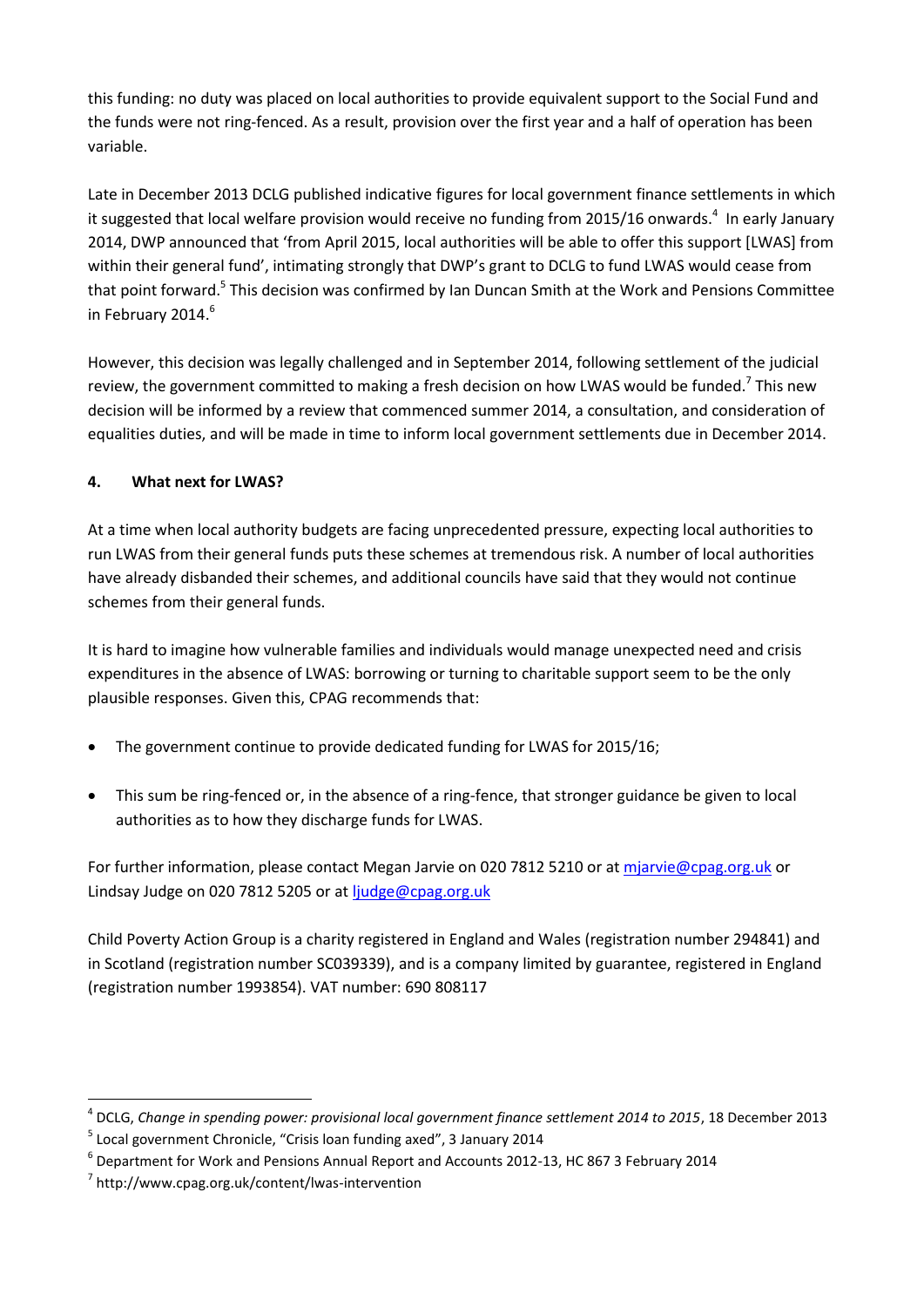this funding: no duty was placed on local authorities to provide equivalent support to the Social Fund and the funds were not ring-fenced. As a result, provision over the first year and a half of operation has been variable.

Late in December 2013 DCLG published indicative figures for local government finance settlements in which it suggested that local welfare provision would receive no funding from 2015/16 onwards.[4] In early January 2014, DWP announced that 'from April 2015, local authorities will be able to offer this support [LWAS] from within their general fund', intimating strongly that DWP's grant to DCLG to fund LWAS would cease from that point forward.[5] This decision was confirmed by Ian Duncan Smith at the Work and Pensions Committee in February 2014.[6]

However, this decision was legally challenged and in September 2014, following settlement of the judicial review, the government committed to making a fresh decision on how LWAS would be funded.[7] This new decision will be informed by a review that commenced summer 2014, a consultation, and consideration of equalities duties, and will be made in time to inform local government settlements due in December 2014.

## 4. What next for LWAS?

At a time when local authority budgets are facing unprecedented pressure, expecting local authorities to run LWAS from their general funds puts these schemes at tremendous risk. A number of local authorities have already disbanded their schemes, and additional councils have said that they would not continue schemes from their general funds.

It is hard to imagine how vulnerable families and individuals would manage unexpected need and crisis expenditures in the absence of LWAS: borrowing or turning to charitable support seem to be the only plausible responses. Given this, CPAG recommends that:

- The government continue to provide dedicated funding for LWAS for 2015/16;
- This sum be ring-fenced or, in the absence of a ring-fence, that stronger guidance be given to local authorities as to how they discharge funds for LWAS.

For further information, please contact Megan Jarvie on 020 7812 5210 or at mjarvie@cpag.org.uk or Lindsay Judge on 020 7812 5205 or at ljudge@cpag.org.uk

Child Poverty Action Group is a charity registered in England and Wales (registration number 294841) and in Scotland (registration number SC039339), and is a company limited by guarantee, registered in England (registration number 1993854). VAT number: 690 808117

---

[4] DCLG, *Change in spending power: provisional local government finance settlement 2014 to 2015*, 18 December 2013

[5] Local government Chronicle, "Crisis loan funding axed", 3 January 2014

[6] Department for Work and Pensions Annual Report and Accounts 2012-13, HC 867 3 February 2014

[7] http://www.cpag.org.uk/content/lwas-intervention